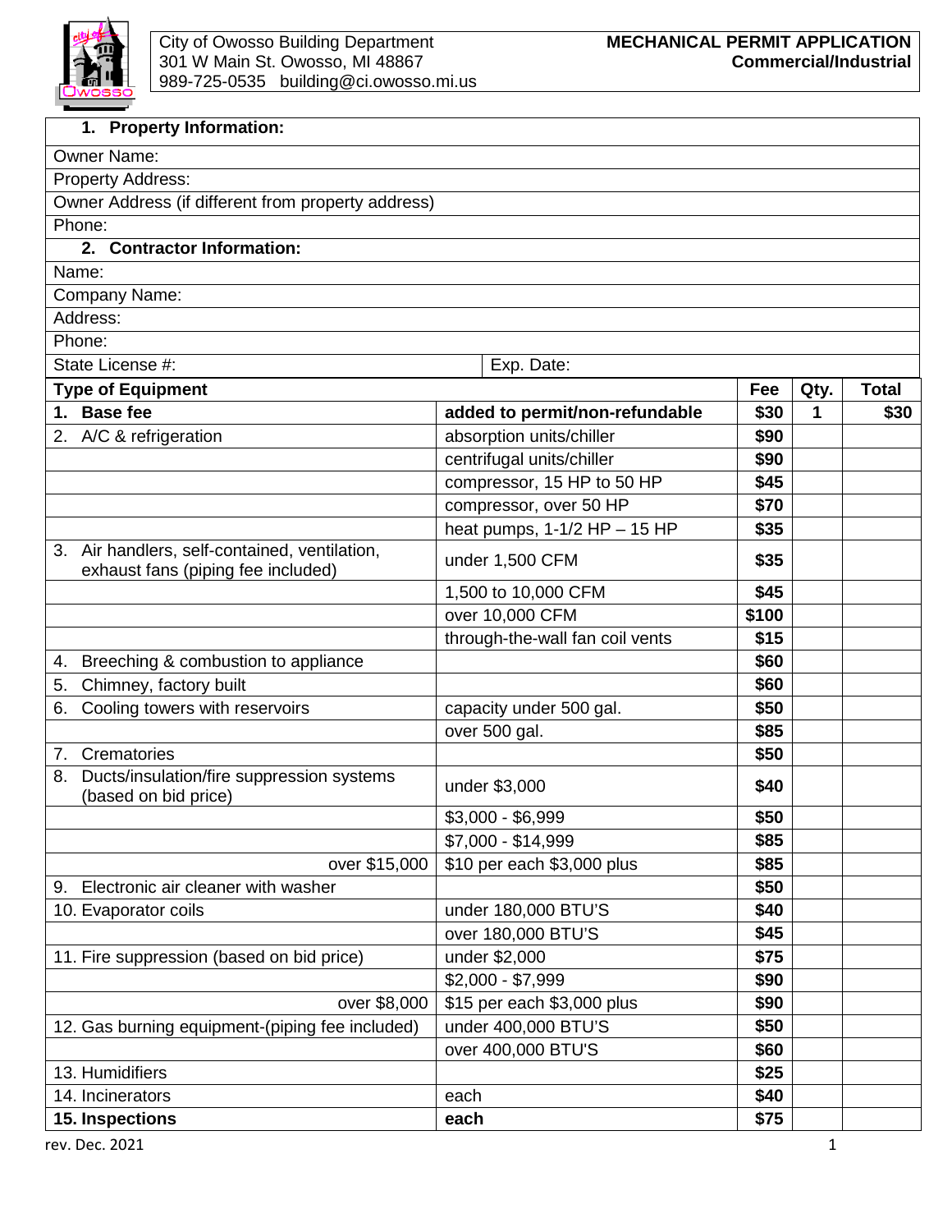City of Owosso Building Department
301 W Main St. Owosso, MI 48867
989-725-0535 building@ci.owosso.mi.us

**MECHANICAL PERMIT APPLICATION**
**Commercial/Industrial**

| **1. Property Information:** |
|---|
| Owner Name: |
| Property Address: |
| Owner Address (if different from property address) |
| Phone: |
| **2. Contractor Information:** |
| Name: |
| Company Name: |
| Address: |
| Phone: |
| State License #: Exp. Date: |

| **Type of Equipment** | | **Fee** | **Qty.** | **Total** |
|---|---|---|---|---|
| **1. Base fee** | **added to permit/non-refundable** | **$30** | **1** | **$30** |
| 2. A/C & refrigeration | absorption units/chiller | **$90** | | |
| | centrifugal units/chiller | **$90** | | |
| | compressor, 15 HP to 50 HP | **$45** | | |
| | compressor, over 50 HP | **$70** | | |
| | heat pumps, 1-1/2 HP – 15 HP | **$35** | | |
| 3. Air handlers, self-contained, ventilation, exhaust fans (piping fee included) | under 1,500 CFM | **$35** | | |
| | 1,500 to 10,000 CFM | **$45** | | |
| | over 10,000 CFM | **$100** | | |
| | through-the-wall fan coil vents | **$15** | | |
| 4. Breeching & combustion to appliance | | **$60** | | |
| 5. Chimney, factory built | | **$60** | | |
| 6. Cooling towers with reservoirs | capacity under 500 gal. | **$50** | | |
| | over 500 gal. | **$85** | | |
| 7. Crematories | | **$50** | | |
| 8. Ducts/insulation/fire suppression systems (based on bid price) | under $3,000 | **$40** | | |
| | $3,000 - $6,999 | **$50** | | |
| | $7,000 - $14,999 | **$85** | | |
| over $15,000 | $10 per each $3,000 plus | **$85** | | |
| 9. Electronic air cleaner with washer | | **$50** | | |
| 10. Evaporator coils | under 180,000 BTU'S | **$40** | | |
| | over 180,000 BTU'S | **$45** | | |
| 11. Fire suppression (based on bid price) | under $2,000 | **$75** | | |
| | $2,000 - $7,999 | **$90** | | |
| over $8,000 | $15 per each $3,000 plus | **$90** | | |
| 12. Gas burning equipment-(piping fee included) | under 400,000 BTU'S | **$50** | | |
| | over 400,000 BTU'S | **$60** | | |
| 13. Humidifiers | | **$25** | | |
| 14. Incinerators | each | **$40** | | |
| **15. Inspections** | **each** | **$75** | | |

rev. Dec. 2021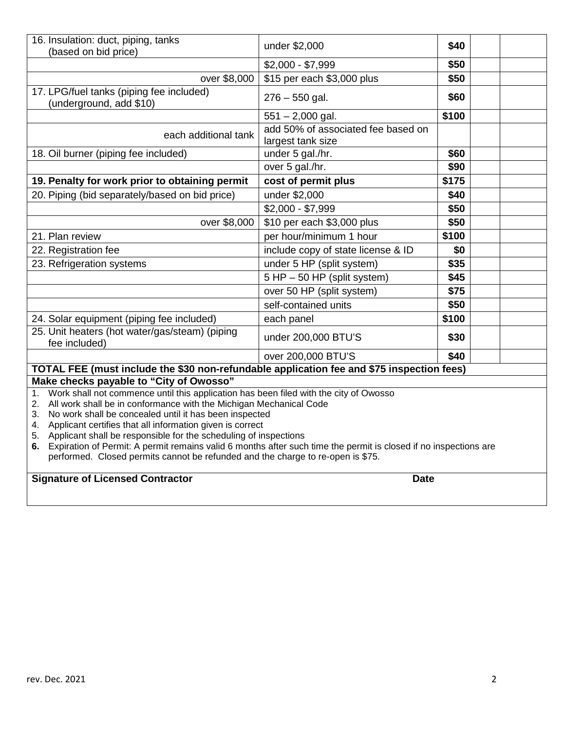| | | | | |
|---|---|---|---|---|
| 16. Insulation: duct, piping, tanks (based on bid price) | under $2,000 | **$40** | | |
| | $2,000 - $7,999 | **$50** | | |
| over $8,000 | $15 per each $3,000 plus | **$50** | | |
| 17. LPG/fuel tanks (piping fee included) (underground, add $10) | 276 – 550 gal. | **$60** | | |
| | 551 – 2,000 gal. | **$100** | | |
| each additional tank | add 50% of associated fee based on largest tank size | | | |
| 18. Oil burner (piping fee included) | under 5 gal./hr. | **$60** | | |
| | over 5 gal./hr. | **$90** | | |
| **19. Penalty for work prior to obtaining permit** | **cost of permit plus** | **$175** | | |
| 20. Piping (bid separately/based on bid price) | under $2,000 | **$40** | | |
| | $2,000 - $7,999 | **$50** | | |
| over $8,000 | $10 per each $3,000 plus | **$50** | | |
| 21. Plan review | per hour/minimum 1 hour | **$100** | | |
| 22. Registration fee | include copy of state license & ID | **$0** | | |
| 23. Refrigeration systems | under 5 HP (split system) | **$35** | | |
| | 5 HP – 50 HP (split system) | **$45** | | |
| | over 50 HP (split system) | **$75** | | |
| | self-contained units | **$50** | | |
| 24. Solar equipment (piping fee included) | each panel | **$100** | | |
| 25. Unit heaters (hot water/gas/steam) (piping fee included) | under 200,000 BTU'S | **$30** | | |
| | over 200,000 BTU'S | **$40** | | |

**TOTAL FEE (must include the $30 non-refundable application fee and $75 inspection fees)**

**Make checks payable to "City of Owosso"**

1. Work shall not commence until this application has been filed with the city of Owosso
2. All work shall be in conformance with the Michigan Mechanical Code
3. No work shall be concealed until it has been inspected
4. Applicant certifies that all information given is correct
5. Applicant shall be responsible for the scheduling of inspections
6. Expiration of Permit: A permit remains valid 6 months after such time the permit is closed if no inspections are performed. Closed permits cannot be refunded and the charge to re-open is $75.

**Signature of Licensed Contractor** **Date**

rev. Dec. 2021